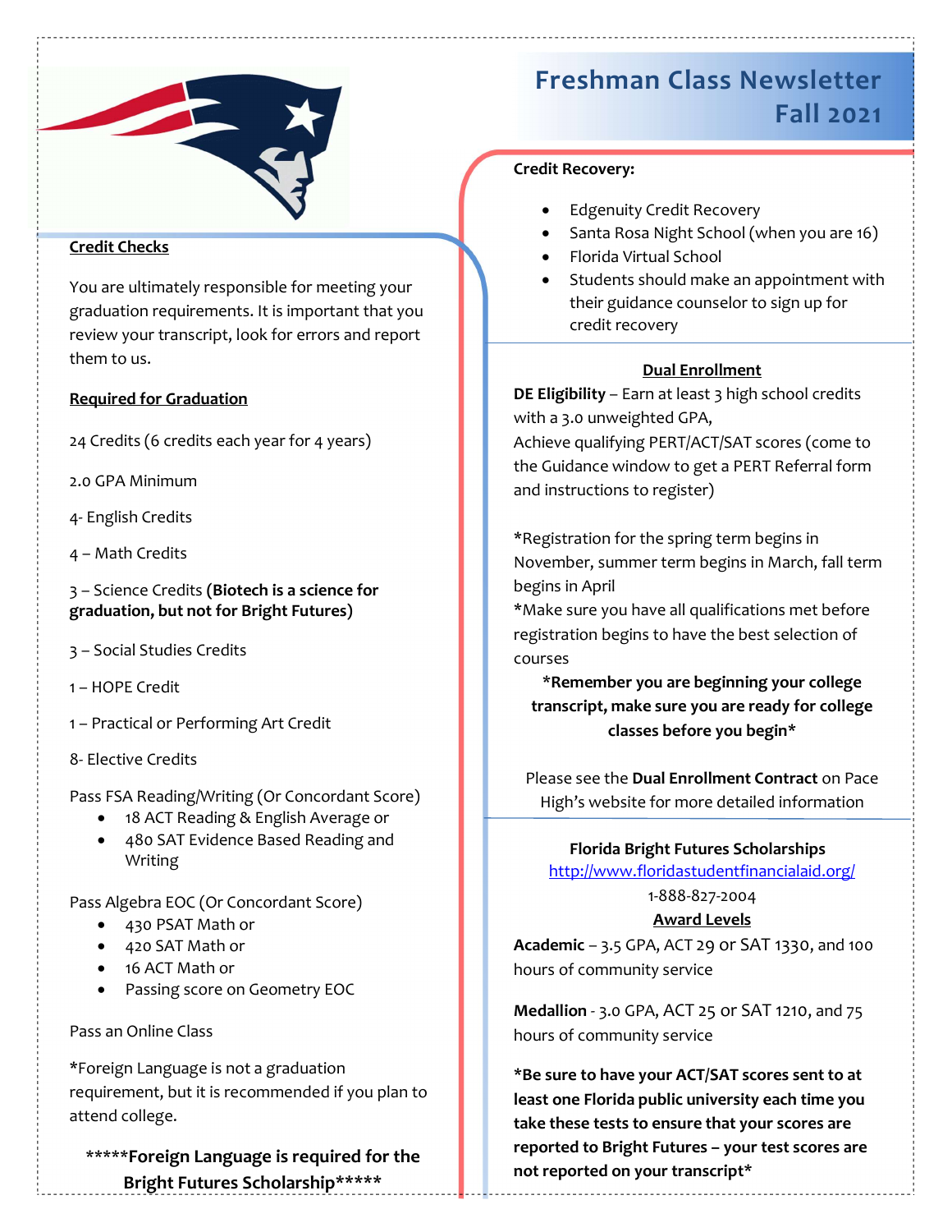# Freshman Class Newsletter Fall 2021

**Credit Checks**

You are ultimately responsible for meeting your graduation requirements. It is important that you review your transcript, look for errors and report them to us.

**Required for Graduation**

24 Credits (6 credits each year for 4 years)

2.0 GPA Minimum

4- English Credits

4 – Math Credits

3 – Science Credits **(Biotech is a science for graduation, but not for Bright Futures)**

3 – Social Studies Credits

1 – HOPE Credit

1 – Practical or Performing Art Credit

8- Elective Credits

Pass FSA Reading/Writing (Or Concordant Score)

- 18 ACT Reading & English Average or
- 480 SAT Evidence Based Reading and Writing

Pass Algebra EOC (Or Concordant Score)

- 430 PSAT Math or
- 420 SAT Math or
- 16 ACT Math or
- Passing score on Geometry EOC

Pass an Online Class

*Foreign Language is not a graduation requirement, but it is recommended if you plan to attend college.

**\*\*\*\*\*Foreign Language is required for the Bright Futures Scholarship\*\*\*\*\***

**Credit Recovery:**

- Edgenuity Credit Recovery
- Santa Rosa Night School (when you are 16)
- Florida Virtual School
- Students should make an appointment with their guidance counselor to sign up for credit recovery

**Dual Enrollment**

**DE Eligibility** – Earn at least 3 high school credits with a 3.0 unweighted GPA,
Achieve qualifying PERT/ACT/SAT scores (come to the Guidance window to get a PERT Referral form and instructions to register)

*Registration for the spring term begins in November, summer term begins in March, fall term begins in April
*Make sure you have all qualifications met before registration begins to have the best selection of courses

**\*Remember you are beginning your college transcript, make sure you are ready for college classes before you begin\***

Please see the **Dual Enrollment Contract** on Pace High's website for more detailed information

**Florida Bright Futures Scholarships**

http://www.floridastudentfinancialaid.org/

1-888-827-2004

**Award Levels**

**Academic** – 3.5 GPA, ACT 29 or SAT 1330, and 100 hours of community service

**Medallion** - 3.0 GPA, ACT 25 or SAT 1210, and 75 hours of community service

**\*Be sure to have your ACT/SAT scores sent to at least one Florida public university each time you take these tests to ensure that your scores are reported to Bright Futures – your test scores are not reported on your transcript\***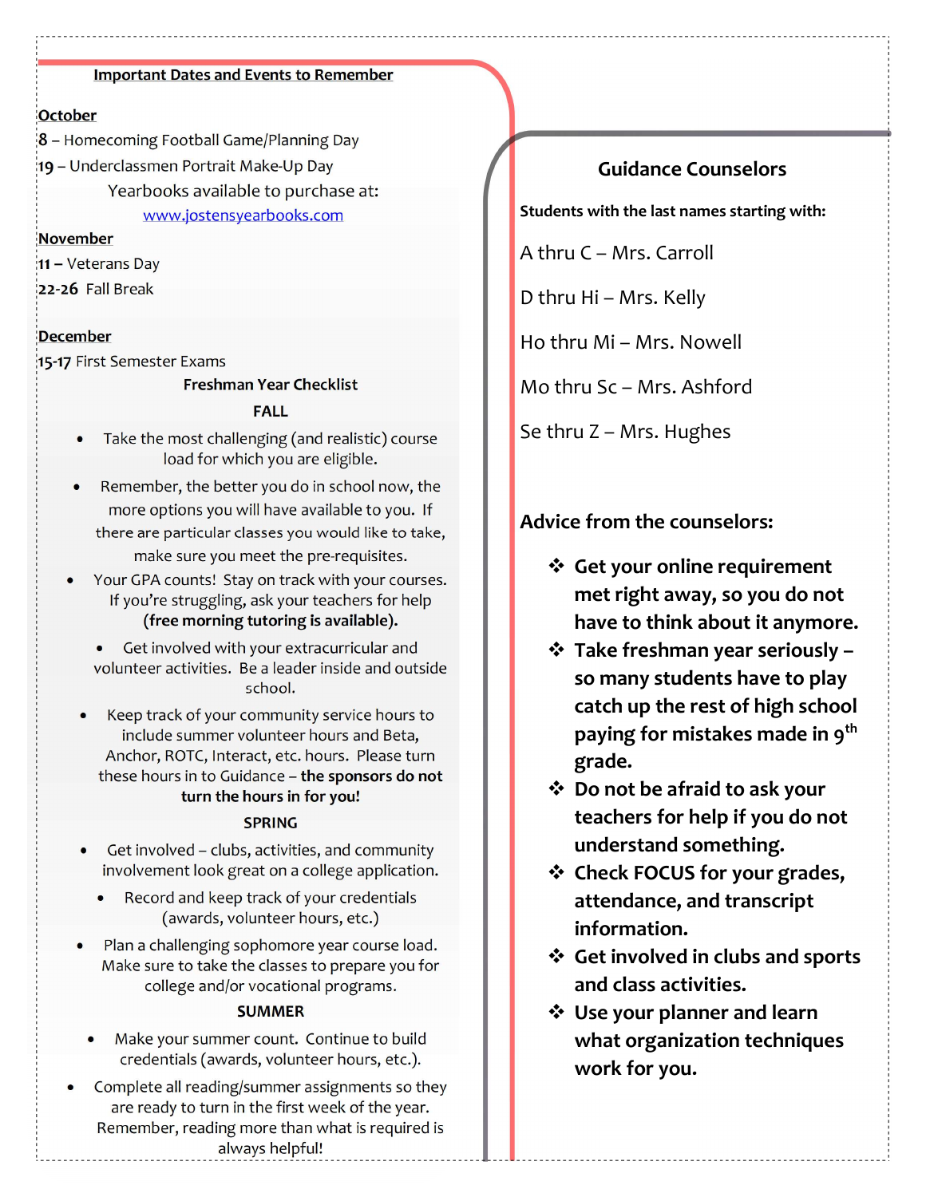## Important Dates and Events to Remember

**October**

**8** – Homecoming Football Game/Planning Day

**19** – Underclassmen Portrait Make-Up Day

Yearbooks available to purchase at: www.jostensyearbooks.com

**November**

**11** – Veterans Day

**22-26** Fall Break

**December**

**15-17** First Semester Exams

### Freshman Year Checklist

**FALL**

- Take the most challenging (and realistic) course load for which you are eligible.
- Remember, the better you do in school now, the more options you will have available to you. If there are particular classes you would like to take, make sure you meet the pre-requisites.
- Your GPA counts! Stay on track with your courses. If you're struggling, ask your teachers for help **(free morning tutoring is available).**
- Get involved with your extracurricular and volunteer activities. Be a leader inside and outside school.
- Keep track of your community service hours to include summer volunteer hours and Beta, Anchor, ROTC, Interact, etc. hours. Please turn these hours in to Guidance – **the sponsors do not turn the hours in for you!**

**SPRING**

- Get involved – clubs, activities, and community involvement look great on a college application.
- Record and keep track of your credentials (awards, volunteer hours, etc.)
- Plan a challenging sophomore year course load. Make sure to take the classes to prepare you for college and/or vocational programs.

**SUMMER**

- Make your summer count. Continue to build credentials (awards, volunteer hours, etc.).
- Complete all reading/summer assignments so they are ready to turn in the first week of the year. Remember, reading more than what is required is always helpful!

## Guidance Counselors

**Students with the last names starting with:**

A thru C – Mrs. Carroll

D thru Hi – Mrs. Kelly

Ho thru Mi – Mrs. Nowell

Mo thru Sc – Mrs. Ashford

Se thru Z – Mrs. Hughes

### Advice from the counselors:

- **Get your online requirement met right away, so you do not have to think about it anymore.**
- **Take freshman year seriously – so many students have to play catch up the rest of high school paying for mistakes made in 9th grade.**
- **Do not be afraid to ask your teachers for help if you do not understand something.**
- **Check FOCUS for your grades, attendance, and transcript information.**
- **Get involved in clubs and sports and class activities.**
- **Use your planner and learn what organization techniques work for you.**